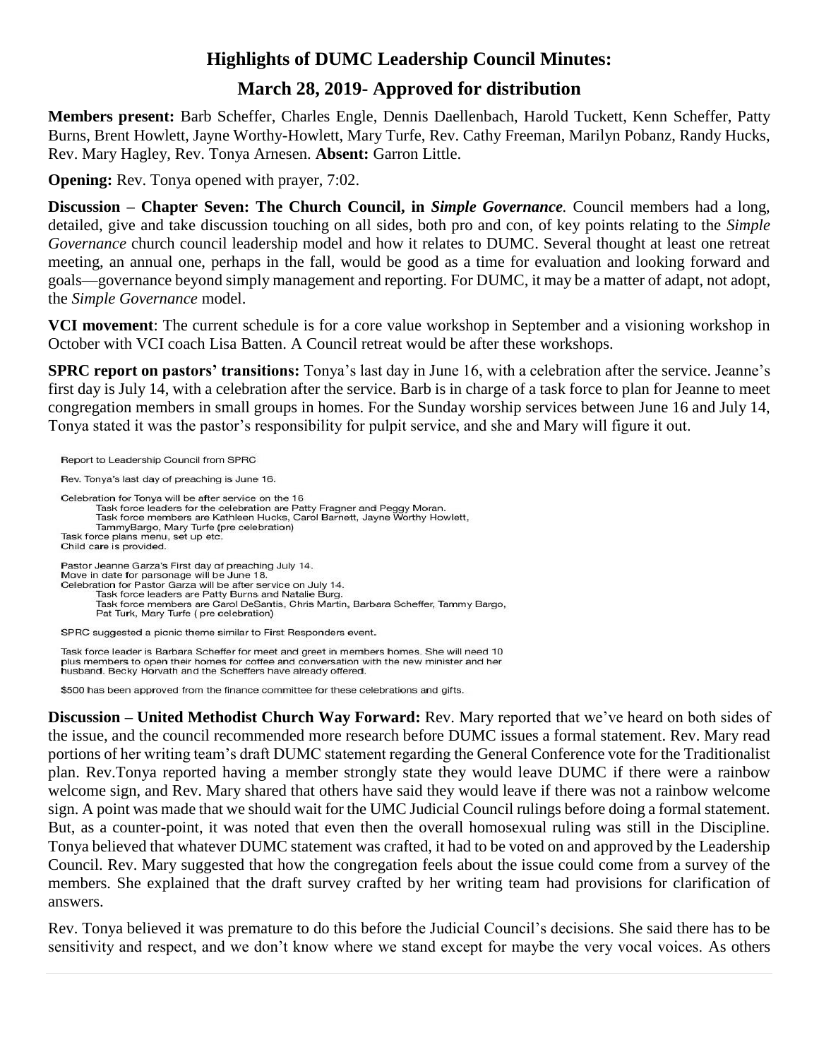# Highlights of DUMC Leadership Council Minutes:

## March 28, 2019- Approved for distribution

**Members present:** Barb Scheffer, Charles Engle, Dennis Daellenbach, Harold Tuckett, Kenn Scheffer, Patty Burns, Brent Howlett, Jayne Worthy-Howlett, Mary Turfe, Rev. Cathy Freeman, Marilyn Pobanz, Randy Hucks, Rev. Mary Hagley, Rev. Tonya Arnesen. **Absent:** Garron Little.

**Opening:** Rev. Tonya opened with prayer, 7:02.

**Discussion – Chapter Seven: The Church Council, in *Simple Governance*.** Council members had a long, detailed, give and take discussion touching on all sides, both pro and con, of key points relating to the *Simple Governance* church council leadership model and how it relates to DUMC. Several thought at least one retreat meeting, an annual one, perhaps in the fall, would be good as a time for evaluation and looking forward and goals—governance beyond simply management and reporting. For DUMC, it may be a matter of adapt, not adopt, the *Simple Governance* model.

**VCI movement**: The current schedule is for a core value workshop in September and a visioning workshop in October with VCI coach Lisa Batten. A Council retreat would be after these workshops.

**SPRC report on pastors' transitions:** Tonya's last day in June 16, with a celebration after the service. Jeanne's first day is July 14, with a celebration after the service. Barb is in charge of a task force to plan for Jeanne to meet congregation members in small groups in homes. For the Sunday worship services between June 16 and July 14, Tonya stated it was the pastor's responsibility for pulpit service, and she and Mary will figure it out.

Report to Leadership Council from SPRC

Rev. Tonya's last day of preaching is June 16.

Celebration for Tonya will be after service on the 16
Task force leaders for the celebration are Patty Fragner and Peggy Moran.
Task force members are Kathleen Hucks, Carol Barnett, Jayne Worthy Howlett, TammyBargo, Mary Turfe (pre celebration)
Task force plans menu, set up etc.
Child care is provided.

Pastor Jeanne Garza's First day of preaching July 14.
Move in date for parsonage will be June 18.
Celebration for Pastor Garza will be after service on July 14.
Task force leaders are Patty Burns and Natalie Burg.
Task force members are Carol DeSantis, Chris Martin, Barbara Scheffer, Tammy Bargo, Pat Turk, Mary Turfe ( pre celebration)

SPRC suggested a picnic theme similar to First Responders event.

Task force leader is Barbara Scheffer for meet and greet in members homes. She will need 10 plus members to open their homes for coffee and conversation with the new minister and her husband. Becky Horvath and the Scheffers have already offered.

$500 has been approved from the finance committee for these celebrations and gifts.

**Discussion – United Methodist Church Way Forward:** Rev. Mary reported that we've heard on both sides of the issue, and the council recommended more research before DUMC issues a formal statement. Rev. Mary read portions of her writing team's draft DUMC statement regarding the General Conference vote for the Traditionalist plan. Rev.Tonya reported having a member strongly state they would leave DUMC if there were a rainbow welcome sign, and Rev. Mary shared that others have said they would leave if there was not a rainbow welcome sign. A point was made that we should wait for the UMC Judicial Council rulings before doing a formal statement. But, as a counter-point, it was noted that even then the overall homosexual ruling was still in the Discipline. Tonya believed that whatever DUMC statement was crafted, it had to be voted on and approved by the Leadership Council. Rev. Mary suggested that how the congregation feels about the issue could come from a survey of the members. She explained that the draft survey crafted by her writing team had provisions for clarification of answers.

Rev. Tonya believed it was premature to do this before the Judicial Council's decisions. She said there has to be sensitivity and respect, and we don't know where we stand except for maybe the very vocal voices. As others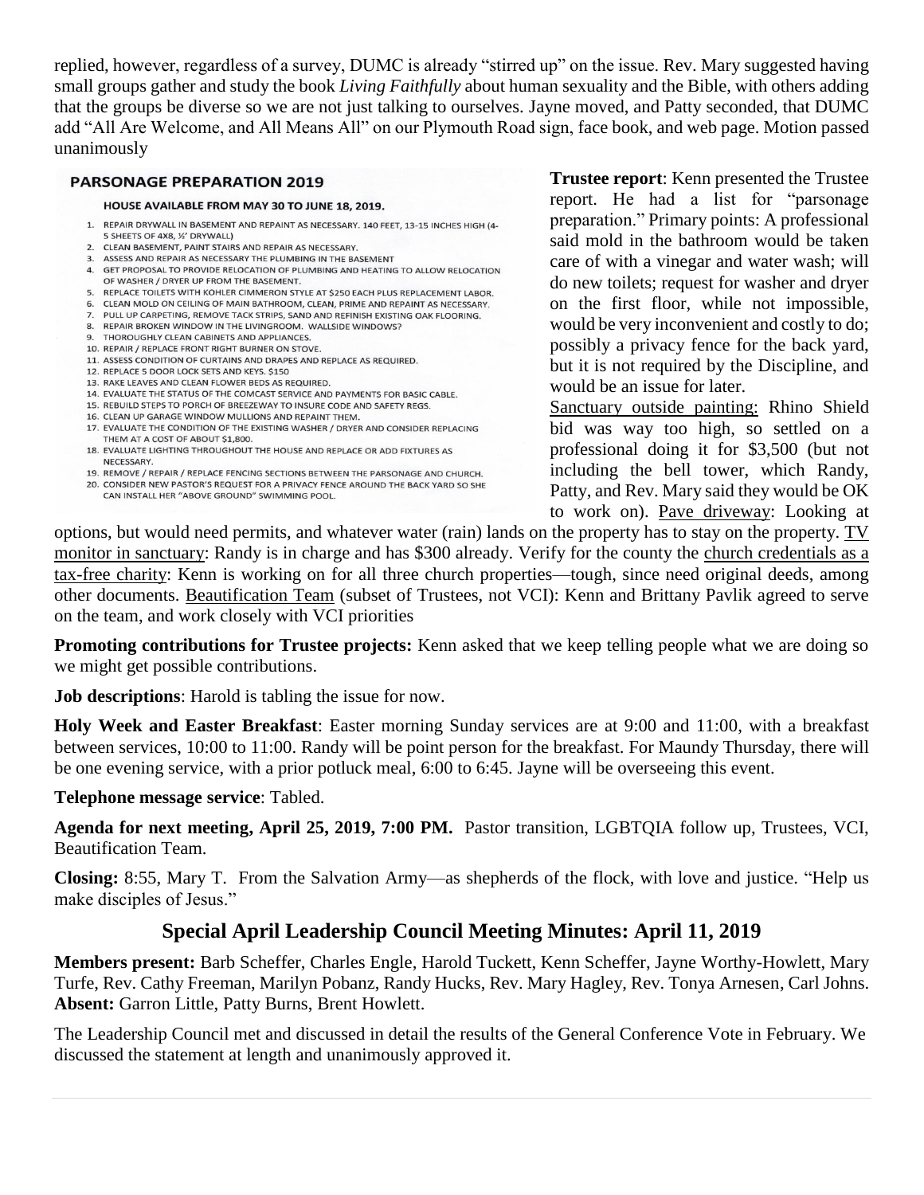replied, however, regardless of a survey, DUMC is already "stirred up" on the issue. Rev. Mary suggested having small groups gather and study the book *Living Faithfully* about human sexuality and the Bible, with others adding that the groups be diverse so we are not just talking to ourselves. Jayne moved, and Patty seconded, that DUMC add "All Are Welcome, and All Means All" on our Plymouth Road sign, face book, and web page. Motion passed unanimously

**PARSONAGE PREPARATION 2019**

**HOUSE AVAILABLE FROM MAY 30 TO JUNE 18, 2019.**

1. REPAIR DRYWALL IN BASEMENT AND REPAINT AS NECESSARY. 140 FEET, 13-15 INCHES HIGH (4-5 SHEETS OF 4X8, ½' DRYWALL)
2. CLEAN BASEMENT, PAINT STAIRS AND REPAIR AS NECESSARY.
3. ASSESS AND REPAIR AS NECESSARY THE PLUMBING IN THE BASEMENT
4. GET PROPOSAL TO PROVIDE RELOCATION OF PLUMBING AND HEATING TO ALLOW RELOCATION OF WASHER / DRYER UP FROM THE BASEMENT.
5. REPLACE TOILETS WITH KOHLER CIMMERON STYLE AT $250 EACH PLUS REPLACEMENT LABOR.
6. CLEAN MOLD ON CEILING OF MAIN BATHROOM, CLEAN, PRIME AND REPAINT AS NECESSARY.
7. PULL UP CARPETING, REMOVE TACK STRIPS, SAND AND REFINISH EXISTING OAK FLOORING.
8. REPAIR BROKEN WINDOW IN THE LIVINGROOM. WALLSIDE WINDOWS?
9. THOROUGHLY CLEAN CABINETS AND APPLIANCES.
10. REPAIR / REPLACE FRONT RIGHT BURNER ON STOVE.
11. ASSESS CONDITION OF CURTAINS AND DRAPES AND REPLACE AS REQUIRED.
12. REPLACE 5 DOOR LOCK SETS AND KEYS. $150
13. RAKE LEAVES AND CLEAN FLOWER BEDS AS REQUIRED.
14. EVALUATE THE STATUS OF THE COMCAST SERVICE AND PAYMENTS FOR BASIC CABLE.
15. REBUILD STEPS TO PORCH OF BREEZEWAY TO INSURE CODE AND SAFETY REGS.
16. CLEAN UP GARAGE WINDOW MULLIONS AND REPAINT THEM.
17. EVALUATE THE CONDITION OF THE EXISTING WASHER / DRYER AND CONSIDER REPLACING THEM AT A COST OF ABOUT $1,800.
18. EVALUATE LIGHTING THROUGHOUT THE HOUSE AND REPLACE OR ADD FIXTURES AS NECESSARY.
19. REMOVE / REPAIR / REPLACE FENCING SECTIONS BETWEEN THE PARSONAGE AND CHURCH.
20. CONSIDER NEW PASTOR'S REQUEST FOR A PRIVACY FENCE AROUND THE BACK YARD SO SHE CAN INSTALL HER "ABOVE GROUND" SWIMMING POOL.

**Trustee report**: Kenn presented the Trustee report. He had a list for "parsonage preparation." Primary points: A professional said mold in the bathroom would be taken care of with a vinegar and water wash; will do new toilets; request for washer and dryer on the first floor, while not impossible, would be very inconvenient and costly to do; possibly a privacy fence for the back yard, but it is not required by the Discipline, and would be an issue for later.

Sanctuary outside painting: Rhino Shield bid was way too high, so settled on a professional doing it for $3,500 (but not including the bell tower, which Randy, Patty, and Rev. Mary said they would be OK to work on). Pave driveway: Looking at options, but would need permits, and whatever water (rain) lands on the property has to stay on the property. TV monitor in sanctuary: Randy is in charge and has $300 already. Verify for the county the church credentials as a tax-free charity: Kenn is working on for all three church properties—tough, since need original deeds, among other documents. Beautification Team (subset of Trustees, not VCI): Kenn and Brittany Pavlik agreed to serve on the team, and work closely with VCI priorities

**Promoting contributions for Trustee projects:** Kenn asked that we keep telling people what we are doing so we might get possible contributions.

**Job descriptions**: Harold is tabling the issue for now.

**Holy Week and Easter Breakfast**: Easter morning Sunday services are at 9:00 and 11:00, with a breakfast between services, 10:00 to 11:00. Randy will be point person for the breakfast. For Maundy Thursday, there will be one evening service, with a prior potluck meal, 6:00 to 6:45. Jayne will be overseeing this event.

**Telephone message service**: Tabled.

**Agenda for next meeting, April 25, 2019, 7:00 PM.** Pastor transition, LGBTQIA follow up, Trustees, VCI, Beautification Team.

**Closing:** 8:55, Mary T. From the Salvation Army—as shepherds of the flock, with love and justice. "Help us make disciples of Jesus."

## Special April Leadership Council Meeting Minutes: April 11, 2019

**Members present:** Barb Scheffer, Charles Engle, Harold Tuckett, Kenn Scheffer, Jayne Worthy-Howlett, Mary Turfe, Rev. Cathy Freeman, Marilyn Pobanz, Randy Hucks, Rev. Mary Hagley, Rev. Tonya Arnesen, Carl Johns. **Absent:** Garron Little, Patty Burns, Brent Howlett.

The Leadership Council met and discussed in detail the results of the General Conference Vote in February. We discussed the statement at length and unanimously approved it.